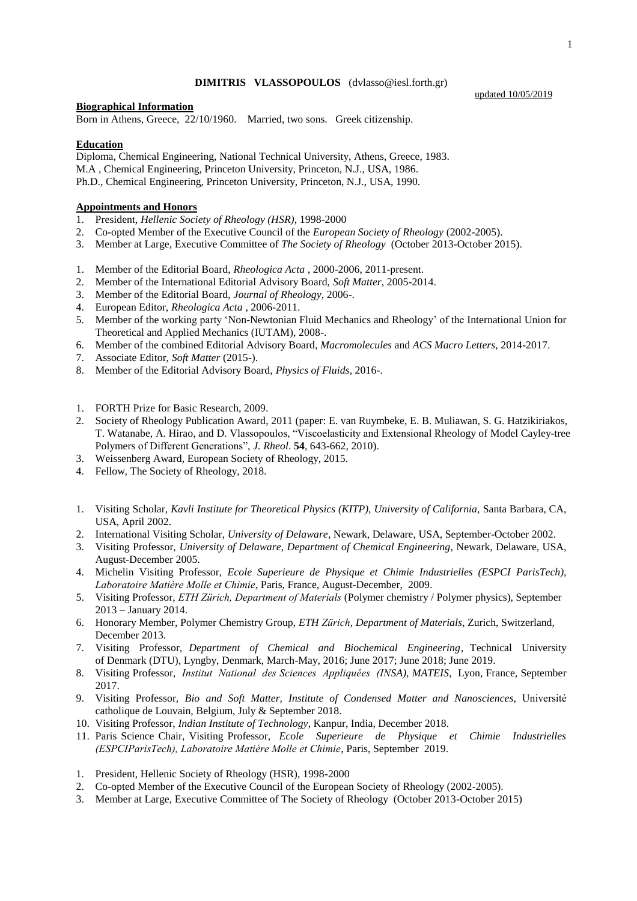**DIMITRIS VLASSOPOULOS** (dvlasso@iesl.forth.gr)

updated 10/05/2019

## Biographical Information

Born in Athens, Greece, 22/10/1960. Married, two sons. Greek citizenship.

## Education

Diploma, Chemical Engineering, National Technical University, Athens, Greece, 1983.
M.A , Chemical Engineering, Princeton University, Princeton, N.J., USA, 1986.
Ph.D., Chemical Engineering, Princeton University, Princeton, N.J., USA, 1990.

## Appointments and Honors

1. President, *Hellenic Society of Rheology (HSR)*, 1998-2000
2. Co-opted Member of the Executive Council of the *European Society of Rheology* (2002-2005).
3. Member at Large, Executive Committee of *The Society of Rheology* (October 2013-October 2015).

1. Member of the Editorial Board, *Rheologica Acta* , 2000-2006, 2011-present.
2. Member of the International Editorial Advisory Board, *Soft Matter*, 2005-2014.
3. Member of the Editorial Board, *Journal of Rheology*, 2006-.
4. European Editor, *Rheologica Acta* , 2006-2011.
5. Member of the working party 'Non-Newtonian Fluid Mechanics and Rheology' of the International Union for Theoretical and Applied Mechanics (IUTAM), 2008-.
6. Member of the combined Editorial Advisory Board, *Macromolecules* and *ACS Macro Letters*, 2014-2017.
7. Associate Editor, *Soft Matter* (2015-).
8. Member of the Editorial Advisory Board, *Physics of Fluids*, 2016-.

1. FORTH Prize for Basic Research, 2009.
2. Society of Rheology Publication Award, 2011 (paper: E. van Ruymbeke, E. B. Muliawan, S. G. Hatzikiriakos, T. Watanabe, A. Hirao, and D. Vlassopoulos, "Viscoelasticity and Extensional Rheology of Model Cayley-tree Polymers of Different Generations", *J. Rheol*. **54**, 643-662, 2010).
3. Weissenberg Award, European Society of Rheology, 2015.
4. Fellow, The Society of Rheology, 2018.

1. Visiting Scholar, *Kavli Institute for Theoretical Physics (KITP), University of California*, Santa Barbara, CA, USA, April 2002.
2. International Visiting Scholar, *University of Delaware*, Newark, Delaware, USA, September-October 2002.
3. Visiting Professor, *University of Delaware, Department of Chemical Engineering*, Newark, Delaware, USA, August-December 2005.
4. Michelin Visiting Professor, *Ecole Superieure de Physique et Chimie Industrielles (ESPCI ParisTech), Laboratoire Matière Molle et Chimie*, Paris, France, August-December, 2009.
5. Visiting Professor, *ETH Zürich, Department of Materials* (Polymer chemistry / Polymer physics), September 2013 – January 2014.
6. Honorary Member, Polymer Chemistry Group, *ETH Zürich, Department of Materials*, Zurich, Switzerland, December 2013.
7. Visiting Professor, *Department of Chemical and Biochemical Engineering*, Technical University of Denmark (DTU), Lyngby, Denmark, March-May, 2016; June 2017; June 2018; June 2019.
8. Visiting Professor, *Institut National des Sciences Appliquées (INSA), MATEIS*, Lyon, France, September 2017.
9. Visiting Professor, *Bio and Soft Matter, Institute of Condensed Matter and Nanosciences*, Université catholique de Louvain, Belgium, July & September 2018.
10. Visiting Professor, *Indian Institute of Technology*, Kanpur, India, December 2018.
11. Paris Science Chair, Visiting Professor, *Ecole Superieure de Physique et Chimie Industrielles (ESPCIParisTech), Laboratoire Matière Molle et Chimie*, Paris, September 2019.

1. President, Hellenic Society of Rheology (HSR), 1998-2000
2. Co-opted Member of the Executive Council of the European Society of Rheology (2002-2005).
3. Member at Large, Executive Committee of The Society of Rheology (October 2013-October 2015)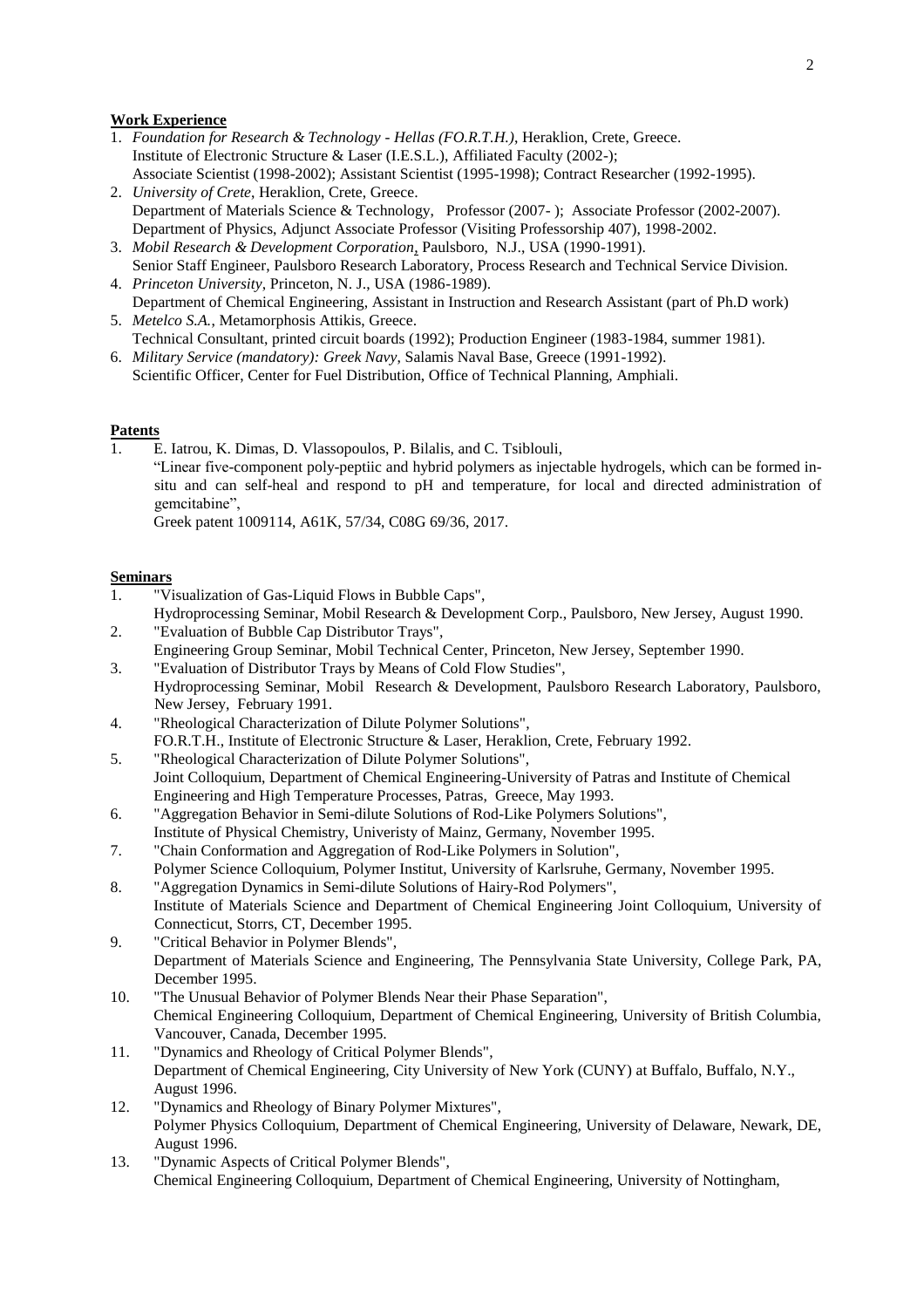**Work Experience**

1. *Foundation for Research & Technology - Hellas (FO.R.T.H.)*, Heraklion, Crete, Greece.
   Institute of Electronic Structure & Laser (I.E.S.L.), Affiliated Faculty (2002-);
   Associate Scientist (1998-2002); Assistant Scientist (1995-1998); Contract Researcher (1992-1995).
2. *University of Crete*, Heraklion, Crete, Greece.
   Department of Materials Science & Technology, Professor (2007- ); Associate Professor (2002-2007).
   Department of Physics, Adjunct Associate Professor (Visiting Professorship 407), 1998-2002.
3. *Mobil Research & Development Corporation*, Paulsboro, N.J., USA (1990-1991).
   Senior Staff Engineer, Paulsboro Research Laboratory, Process Research and Technical Service Division.
4. *Princeton University*, Princeton, N. J., USA (1986-1989).
   Department of Chemical Engineering, Assistant in Instruction and Research Assistant (part of Ph.D work)
5. *Metelco S.A.*, Metamorphosis Attikis, Greece.
   Technical Consultant, printed circuit boards (1992); Production Engineer (1983-1984, summer 1981).
6. *Military Service (mandatory): Greek Navy*, Salamis Naval Base, Greece (1991-1992).
   Scientific Officer, Center for Fuel Distribution, Office of Technical Planning, Amphiali.

**Patents**

1. E. Iatrou, K. Dimas, D. Vlassopoulos, P. Bilalis, and C. Tsiblouli,
   "Linear five-component poly-peptiic and hybrid polymers as injectable hydrogels, which can be formed in-situ and can self-heal and respond to pH and temperature, for local and directed administration of gemcitabine",
   Greek patent 1009114, A61K, 57/34, C08G 69/36, 2017.

**Seminars**

1. "Visualization of Gas-Liquid Flows in Bubble Caps",
   Hydroprocessing Seminar, Mobil Research & Development Corp., Paulsboro, New Jersey, August 1990.
2. "Evaluation of Bubble Cap Distributor Trays",
   Engineering Group Seminar, Mobil Technical Center, Princeton, New Jersey, September 1990.
3. "Evaluation of Distributor Trays by Means of Cold Flow Studies",
   Hydroprocessing Seminar, Mobil Research & Development, Paulsboro Research Laboratory, Paulsboro, New Jersey, February 1991.
4. "Rheological Characterization of Dilute Polymer Solutions",
   FO.R.T.H., Institute of Electronic Structure & Laser, Heraklion, Crete, February 1992.
5. "Rheological Characterization of Dilute Polymer Solutions",
   Joint Colloquium, Department of Chemical Engineering-University of Patras and Institute of Chemical Engineering and High Temperature Processes, Patras, Greece, May 1993.
6. "Aggregation Behavior in Semi-dilute Solutions of Rod-Like Polymers Solutions",
   Institute of Physical Chemistry, Univeristy of Mainz, Germany, November 1995.
7. "Chain Conformation and Aggregation of Rod-Like Polymers in Solution",
   Polymer Science Colloquium, Polymer Institut, University of Karlsruhe, Germany, November 1995.
8. "Aggregation Dynamics in Semi-dilute Solutions of Hairy-Rod Polymers",
   Institute of Materials Science and Department of Chemical Engineering Joint Colloquium, University of Connecticut, Storrs, CT, December 1995.
9. "Critical Behavior in Polymer Blends",
   Department of Materials Science and Engineering, The Pennsylvania State University, College Park, PA, December 1995.
10. "The Unusual Behavior of Polymer Blends Near their Phase Separation",
    Chemical Engineering Colloquium, Department of Chemical Engineering, University of British Columbia, Vancouver, Canada, December 1995.
11. "Dynamics and Rheology of Critical Polymer Blends",
    Department of Chemical Engineering, City University of New York (CUNY) at Buffalo, Buffalo, N.Y., August 1996.
12. "Dynamics and Rheology of Binary Polymer Mixtures",
    Polymer Physics Colloquium, Department of Chemical Engineering, University of Delaware, Newark, DE, August 1996.
13. "Dynamic Aspects of Critical Polymer Blends",
    Chemical Engineering Colloquium, Department of Chemical Engineering, University of Nottingham,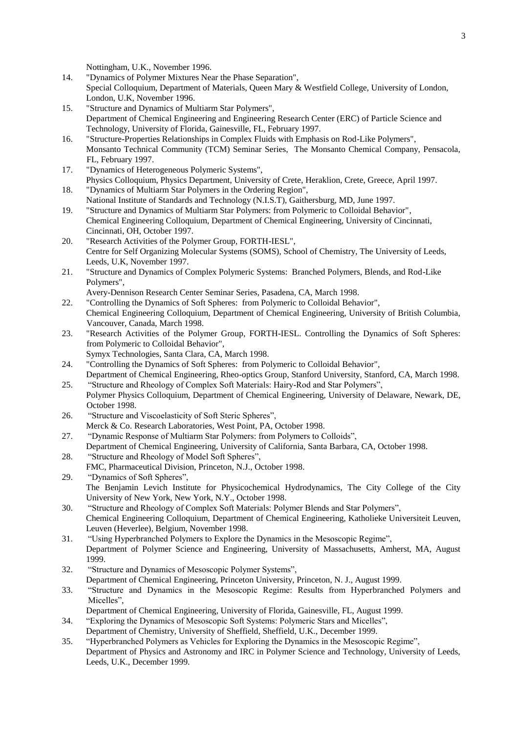Nottingham, U.K., November 1996.

14. "Dynamics of Polymer Mixtures Near the Phase Separation",
    Special Colloquium, Department of Materials, Queen Mary & Westfield College, University of London, London, U.K, November 1996.
15. "Structure and Dynamics of Multiarm Star Polymers",
    Department of Chemical Engineering and Engineering Research Center (ERC) of Particle Science and Technology, University of Florida, Gainesville, FL, February 1997.
16. "Structure-Properties Relationships in Complex Fluids with Emphasis on Rod-Like Polymers",
    Monsanto Technical Community (TCM) Seminar Series, The Monsanto Chemical Company, Pensacola, FL, February 1997.
17. "Dynamics of Heterogeneous Polymeric Systems",
    Physics Colloquium, Physics Department, University of Crete, Heraklion, Crete, Greece, April 1997.
18. "Dynamics of Multiarm Star Polymers in the Ordering Region",
    National Institute of Standards and Technology (N.I.S.T), Gaithersburg, MD, June 1997.
19. "Structure and Dynamics of Multiarm Star Polymers: from Polymeric to Colloidal Behavior",
    Chemical Engineering Colloquium, Department of Chemical Engineering, University of Cincinnati, Cincinnati, OH, October 1997.
20. "Research Activities of the Polymer Group, FORTH-IESL",
    Centre for Self Organizing Molecular Systems (SOMS), School of Chemistry, The University of Leeds, Leeds, U.K, November 1997.
21. "Structure and Dynamics of Complex Polymeric Systems: Branched Polymers, Blends, and Rod-Like Polymers",
    Avery-Dennison Research Center Seminar Series, Pasadena, CA, March 1998.
22. "Controlling the Dynamics of Soft Spheres: from Polymeric to Colloidal Behavior",
    Chemical Engineering Colloquium, Department of Chemical Engineering, University of British Columbia, Vancouver, Canada, March 1998.
23. "Research Activities of the Polymer Group, FORTH-IESL. Controlling the Dynamics of Soft Spheres: from Polymeric to Colloidal Behavior",
    Symyx Technologies, Santa Clara, CA, March 1998.
24. "Controlling the Dynamics of Soft Spheres: from Polymeric to Colloidal Behavior",
    Department of Chemical Engineering, Rheo-optics Group, Stanford University, Stanford, CA, March 1998.
25. "Structure and Rheology of Complex Soft Materials: Hairy-Rod and Star Polymers",
    Polymer Physics Colloquium, Department of Chemical Engineering, University of Delaware, Newark, DE, October 1998.
26. "Structure and Viscoelasticity of Soft Steric Spheres",
    Merck & Co. Research Laboratories, West Point, PA, October 1998.
27. "Dynamic Response of Multiarm Star Polymers: from Polymers to Colloids",
    Department of Chemical Engineering, University of California, Santa Barbara, CA, October 1998.
28. "Structure and Rheology of Model Soft Spheres",
    FMC, Pharmaceutical Division, Princeton, N.J., October 1998.
29. "Dynamics of Soft Spheres",
    The Benjamin Levich Institute for Physicochemical Hydrodynamics, The City College of the City University of New York, New York, N.Y., October 1998.
30. "Structure and Rheology of Complex Soft Materials: Polymer Blends and Star Polymers",
    Chemical Engineering Colloquium, Department of Chemical Engineering, Katholieke Universiteit Leuven, Leuven (Heverlee), Belgium, November 1998.
31. "Using Hyperbranched Polymers to Explore the Dynamics in the Mesoscopic Regime",
    Department of Polymer Science and Engineering, University of Massachusetts, Amherst, MA, August 1999.
32. "Structure and Dynamics of Mesoscopic Polymer Systems",
    Department of Chemical Engineering, Princeton University, Princeton, N. J., August 1999.
33. "Structure and Dynamics in the Mesoscopic Regime: Results from Hyperbranched Polymers and Micelles",
    Department of Chemical Engineering, University of Florida, Gainesville, FL, August 1999.
34. "Exploring the Dynamics of Mesoscopic Soft Systems: Polymeric Stars and Micelles",
    Department of Chemistry, University of Sheffield, Sheffield, U.K., December 1999.
35. "Hyperbranched Polymers as Vehicles for Exploring the Dynamics in the Mesoscopic Regime",
    Department of Physics and Astronomy and IRC in Polymer Science and Technology, University of Leeds, Leeds, U.K., December 1999.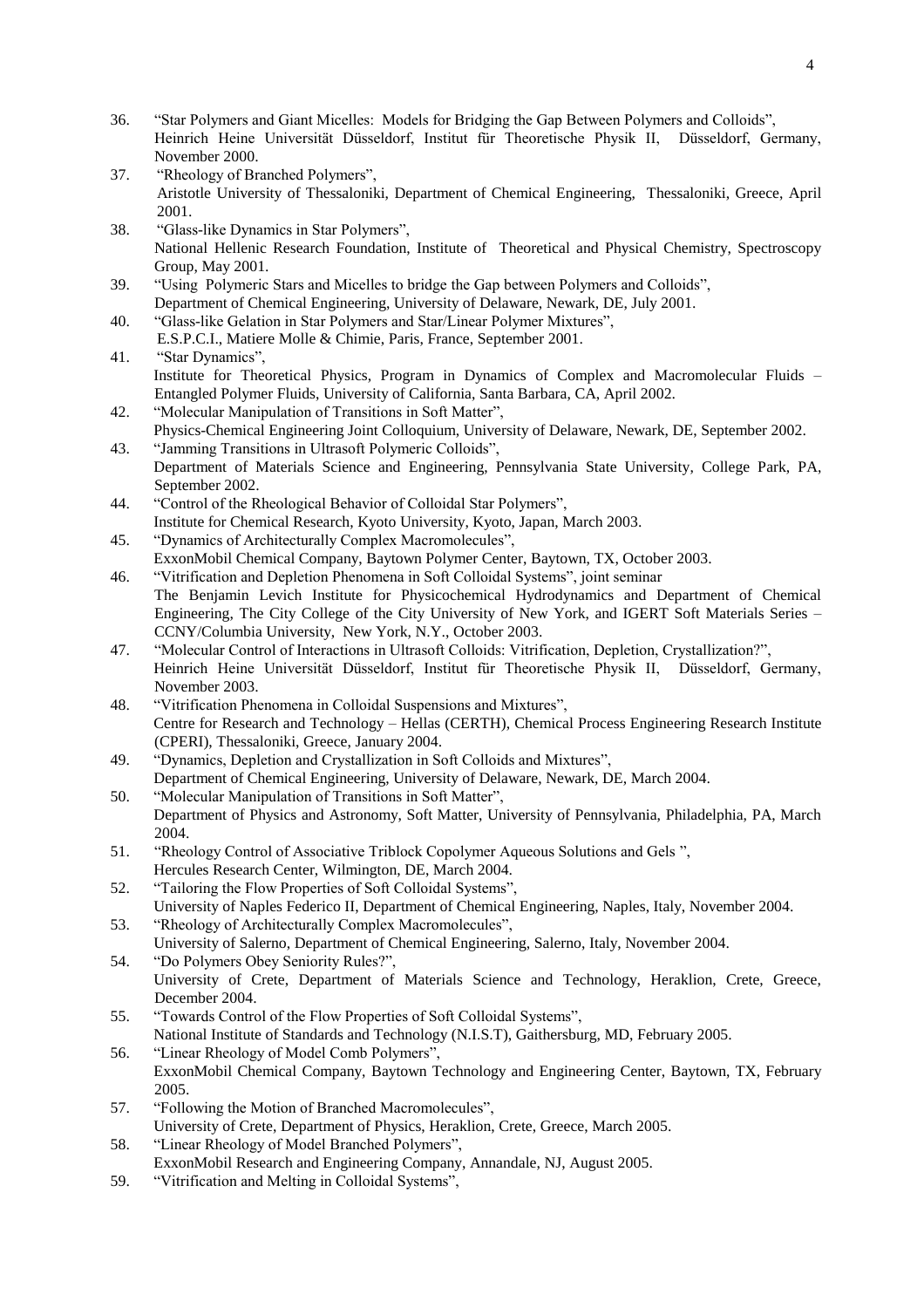36. "Star Polymers and Giant Micelles: Models for Bridging the Gap Between Polymers and Colloids", Heinrich Heine Universität Düsseldorf, Institut für Theoretische Physik II, Düsseldorf, Germany, November 2000.
37. "Rheology of Branched Polymers", Aristotle University of Thessaloniki, Department of Chemical Engineering, Thessaloniki, Greece, April 2001.
38. "Glass-like Dynamics in Star Polymers", National Hellenic Research Foundation, Institute of Theoretical and Physical Chemistry, Spectroscopy Group, May 2001.
39. "Using Polymeric Stars and Micelles to bridge the Gap between Polymers and Colloids", Department of Chemical Engineering, University of Delaware, Newark, DE, July 2001.
40. "Glass-like Gelation in Star Polymers and Star/Linear Polymer Mixtures", E.S.P.C.I., Matiere Molle & Chimie, Paris, France, September 2001.
41. "Star Dynamics", Institute for Theoretical Physics, Program in Dynamics of Complex and Macromolecular Fluids – Entangled Polymer Fluids, University of California, Santa Barbara, CA, April 2002.
42. "Molecular Manipulation of Transitions in Soft Matter", Physics-Chemical Engineering Joint Colloquium, University of Delaware, Newark, DE, September 2002.
43. "Jamming Transitions in Ultrasoft Polymeric Colloids", Department of Materials Science and Engineering, Pennsylvania State University, College Park, PA, September 2002.
44. "Control of the Rheological Behavior of Colloidal Star Polymers", Institute for Chemical Research, Kyoto University, Kyoto, Japan, March 2003.
45. "Dynamics of Architecturally Complex Macromolecules", ExxonMobil Chemical Company, Baytown Polymer Center, Baytown, TX, October 2003.
46. "Vitrification and Depletion Phenomena in Soft Colloidal Systems", joint seminar The Benjamin Levich Institute for Physicochemical Hydrodynamics and Department of Chemical Engineering, The City College of the City University of New York, and IGERT Soft Materials Series – CCNY/Columbia University, New York, N.Y., October 2003.
47. "Molecular Control of Interactions in Ultrasoft Colloids: Vitrification, Depletion, Crystallization?", Heinrich Heine Universität Düsseldorf, Institut für Theoretische Physik II, Düsseldorf, Germany, November 2003.
48. "Vitrification Phenomena in Colloidal Suspensions and Mixtures", Centre for Research and Technology – Hellas (CERTH), Chemical Process Engineering Research Institute (CPERI), Thessaloniki, Greece, January 2004.
49. "Dynamics, Depletion and Crystallization in Soft Colloids and Mixtures", Department of Chemical Engineering, University of Delaware, Newark, DE, March 2004.
50. "Molecular Manipulation of Transitions in Soft Matter", Department of Physics and Astronomy, Soft Matter, University of Pennsylvania, Philadelphia, PA, March 2004.
51. "Rheology Control of Associative Triblock Copolymer Aqueous Solutions and Gels ", Hercules Research Center, Wilmington, DE, March 2004.
52. "Tailoring the Flow Properties of Soft Colloidal Systems", University of Naples Federico II, Department of Chemical Engineering, Naples, Italy, November 2004.
53. "Rheology of Architecturally Complex Macromolecules", University of Salerno, Department of Chemical Engineering, Salerno, Italy, November 2004.
54. "Do Polymers Obey Seniority Rules?", University of Crete, Department of Materials Science and Technology, Heraklion, Crete, Greece, December 2004.
55. "Towards Control of the Flow Properties of Soft Colloidal Systems", National Institute of Standards and Technology (N.I.S.T), Gaithersburg, MD, February 2005.
56. "Linear Rheology of Model Comb Polymers", ExxonMobil Chemical Company, Baytown Technology and Engineering Center, Baytown, TX, February 2005.
57. "Following the Motion of Branched Macromolecules", University of Crete, Department of Physics, Heraklion, Crete, Greece, March 2005.
58. "Linear Rheology of Model Branched Polymers", ExxonMobil Research and Engineering Company, Annandale, NJ, August 2005.
59. "Vitrification and Melting in Colloidal Systems",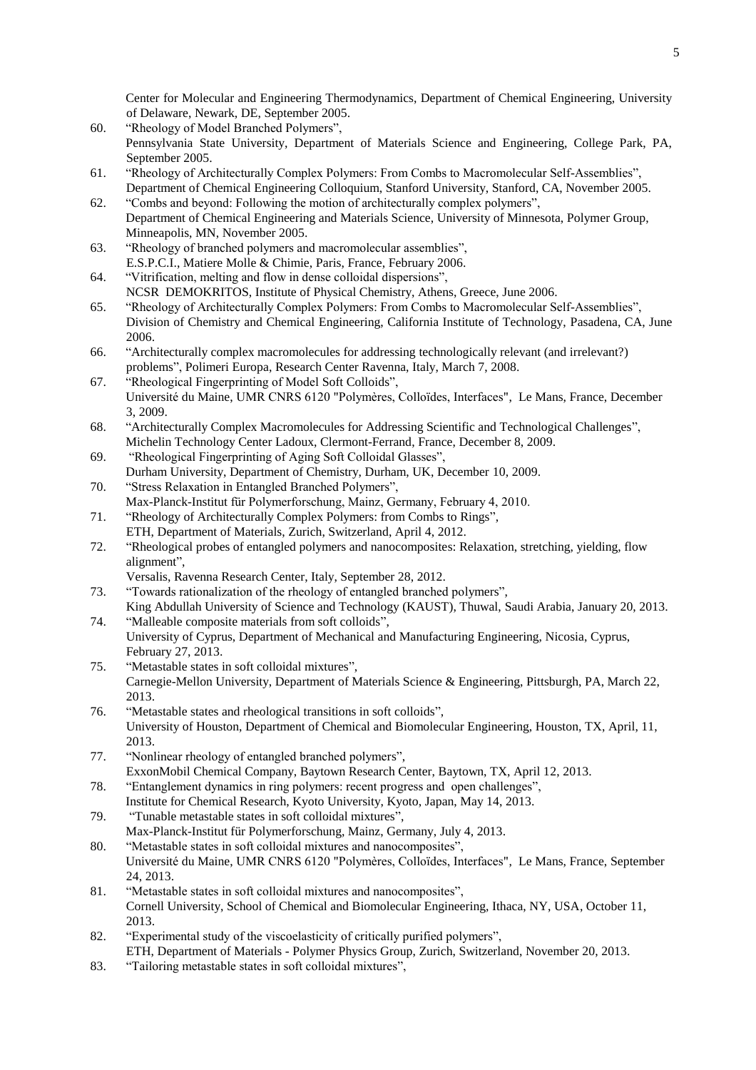Center for Molecular and Engineering Thermodynamics, Department of Chemical Engineering, University of Delaware, Newark, DE, September 2005.

60. “Rheology of Model Branched Polymers”,
    Pennsylvania State University, Department of Materials Science and Engineering, College Park, PA, September 2005.
61. “Rheology of Architecturally Complex Polymers: From Combs to Macromolecular Self-Assemblies”,
    Department of Chemical Engineering Colloquium, Stanford University, Stanford, CA, November 2005.
62. “Combs and beyond: Following the motion of architecturally complex polymers”,
    Department of Chemical Engineering and Materials Science, University of Minnesota, Polymer Group, Minneapolis, MN, November 2005.
63. “Rheology of branched polymers and macromolecular assemblies”,
    E.S.P.C.I., Matiere Molle & Chimie, Paris, France, February 2006.
64. “Vitrification, melting and flow in dense colloidal dispersions”,
    NCSR DEMOKRITOS, Institute of Physical Chemistry, Athens, Greece, June 2006.
65. “Rheology of Architecturally Complex Polymers: From Combs to Macromolecular Self-Assemblies”,
    Division of Chemistry and Chemical Engineering, California Institute of Technology, Pasadena, CA, June 2006.
66. “Architecturally complex macromolecules for addressing technologically relevant (and irrelevant?) problems”, Polimeri Europa, Research Center Ravenna, Italy, March 7, 2008.
67. “Rheological Fingerprinting of Model Soft Colloids”,
    Université du Maine, UMR CNRS 6120 "Polymères, Colloïdes, Interfaces", Le Mans, France, December 3, 2009.
68. “Architecturally Complex Macromolecules for Addressing Scientific and Technological Challenges”,
    Michelin Technology Center Ladoux, Clermont-Ferrand, France, December 8, 2009.
69. “Rheological Fingerprinting of Aging Soft Colloidal Glasses”,
    Durham University, Department of Chemistry, Durham, UK, December 10, 2009.
70. “Stress Relaxation in Entangled Branched Polymers”,
    Max-Planck-Institut für Polymerforschung, Mainz, Germany, February 4, 2010.
71. “Rheology of Architecturally Complex Polymers: from Combs to Rings”,
    ETH, Department of Materials, Zurich, Switzerland, April 4, 2012.
72. “Rheological probes of entangled polymers and nanocomposites: Relaxation, stretching, yielding, flow alignment”,
    Versalis, Ravenna Research Center, Italy, September 28, 2012.
73. “Towards rationalization of the rheology of entangled branched polymers”,
    King Abdullah University of Science and Technology (KAUST), Thuwal, Saudi Arabia, January 20, 2013.
74. “Malleable composite materials from soft colloids”,
    University of Cyprus, Department of Mechanical and Manufacturing Engineering, Nicosia, Cyprus, February 27, 2013.
75. “Metastable states in soft colloidal mixtures”,
    Carnegie-Mellon University, Department of Materials Science & Engineering, Pittsburgh, PA, March 22, 2013.
76. “Metastable states and rheological transitions in soft colloids”,
    University of Houston, Department of Chemical and Biomolecular Engineering, Houston, TX, April, 11, 2013.
77. “Nonlinear rheology of entangled branched polymers”,
    ExxonMobil Chemical Company, Baytown Research Center, Baytown, TX, April 12, 2013.
78. “Entanglement dynamics in ring polymers: recent progress and open challenges”,
    Institute for Chemical Research, Kyoto University, Kyoto, Japan, May 14, 2013.
79. “Tunable metastable states in soft colloidal mixtures”,
    Max-Planck-Institut für Polymerforschung, Mainz, Germany, July 4, 2013.
80. “Metastable states in soft colloidal mixtures and nanocomposites”,
    Université du Maine, UMR CNRS 6120 "Polymères, Colloïdes, Interfaces", Le Mans, France, September 24, 2013.
81. “Metastable states in soft colloidal mixtures and nanocomposites”,
    Cornell University, School of Chemical and Biomolecular Engineering, Ithaca, NY, USA, October 11, 2013.
82. “Experimental study of the viscoelasticity of critically purified polymers”,
    ETH, Department of Materials - Polymer Physics Group, Zurich, Switzerland, November 20, 2013.
83. “Tailoring metastable states in soft colloidal mixtures”,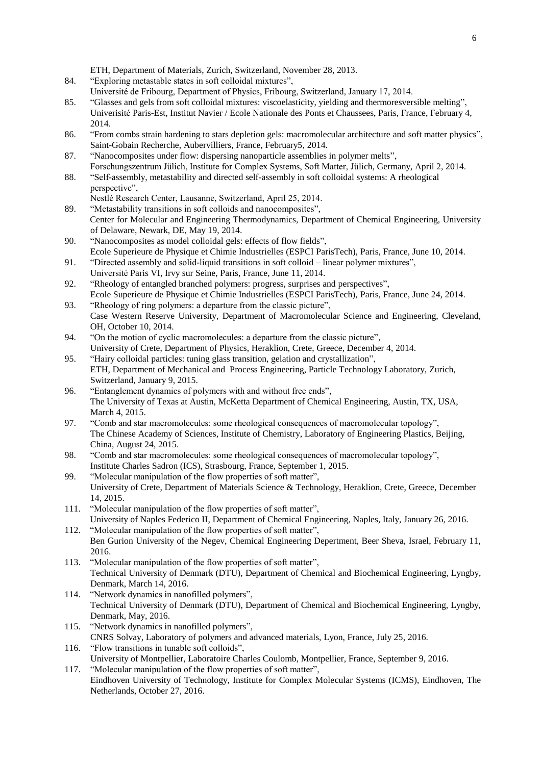ETH, Department of Materials, Zurich, Switzerland, November 28, 2013.

84. "Exploring metastable states in soft colloidal mixtures",
Université de Fribourg, Department of Physics, Fribourg, Switzerland, January 17, 2014.
85. "Glasses and gels from soft colloidal mixtures: viscoelasticity, yielding and thermoresversible melting",
Univerisité Paris-Est, Institut Navier / Ecole Nationale des Ponts et Chaussees, Paris, France, February 4, 2014.
86. "From combs strain hardening to stars depletion gels: macromolecular architecture and soft matter physics",
Saint-Gobain Recherche, Aubervilliers, France, February5, 2014.
87. "Nanocomposites under flow: dispersing nanoparticle assemblies in polymer melts",
Forschungszentrum Jülich, Institute for Complex Systems, Soft Matter, Jülich, Germany, April 2, 2014.
88. "Self-assembly, metastability and directed self-assembly in soft colloidal systems: A rheological perspective",
Nestlé Research Center, Lausanne, Switzerland, April 25, 2014.
89. "Metastability transitions in soft colloids and nanocomposites",
Center for Molecular and Engineering Thermodynamics, Department of Chemical Engineering, University of Delaware, Newark, DE, May 19, 2014.
90. "Nanocomposites as model colloidal gels: effects of flow fields",
Ecole Superieure de Physique et Chimie Industrielles (ESPCI ParisTech), Paris, France, June 10, 2014.
91. "Directed assembly and solid-liquid transitions in soft colloid – linear polymer mixtures",
Université Paris VI, Irvy sur Seine, Paris, France, June 11, 2014.
92. "Rheology of entangled branched polymers: progress, surprises and perspectives",
Ecole Superieure de Physique et Chimie Industrielles (ESPCI ParisTech), Paris, France, June 24, 2014.
93. "Rheology of ring polymers: a departure from the classic picture",
Case Western Reserve University, Department of Macromolecular Science and Engineering, Cleveland, OH, October 10, 2014.
94. "On the motion of cyclic macromolecules: a departure from the classic picture",
University of Crete, Department of Physics, Heraklion, Crete, Greece, December 4, 2014.
95. "Hairy colloidal particles: tuning glass transition, gelation and crystallization",
ETH, Department of Mechanical and Process Engineering, Particle Technology Laboratory, Zurich, Switzerland, January 9, 2015.
96. "Entanglement dynamics of polymers with and without free ends",
The University of Texas at Austin, McKetta Department of Chemical Engineering, Austin, TX, USA, March 4, 2015.
97. "Comb and star macromolecules: some rheological consequences of macromolecular topology",
The Chinese Academy of Sciences, Institute of Chemistry, Laboratory of Engineering Plastics, Beijing, China, August 24, 2015.
98. "Comb and star macromolecules: some rheological consequences of macromolecular topology",
Institute Charles Sadron (ICS), Strasbourg, France, September 1, 2015.
99. "Molecular manipulation of the flow properties of soft matter",
University of Crete, Department of Materials Science & Technology, Heraklion, Crete, Greece, December 14, 2015.
111. "Molecular manipulation of the flow properties of soft matter",
University of Naples Federico II, Department of Chemical Engineering, Naples, Italy, January 26, 2016.
112. "Molecular manipulation of the flow properties of soft matter",
Ben Gurion University of the Negev, Chemical Engineering Depertment, Beer Sheva, Israel, February 11, 2016.
113. "Molecular manipulation of the flow properties of soft matter",
Technical University of Denmark (DTU), Department of Chemical and Biochemical Engineering, Lyngby, Denmark, March 14, 2016.
114. "Network dynamics in nanofilled polymers",
Technical University of Denmark (DTU), Department of Chemical and Biochemical Engineering, Lyngby, Denmark, May, 2016.
115. "Network dynamics in nanofilled polymers",
CNRS Solvay, Laboratory of polymers and advanced materials, Lyon, France, July 25, 2016.
116. "Flow transitions in tunable soft colloids",
University of Montpellier, Laboratoire Charles Coulomb, Montpellier, France, September 9, 2016.
117. "Molecular manipulation of the flow properties of soft matter",
Eindhoven University of Technology, Institute for Complex Molecular Systems (ICMS), Eindhoven, The Netherlands, October 27, 2016.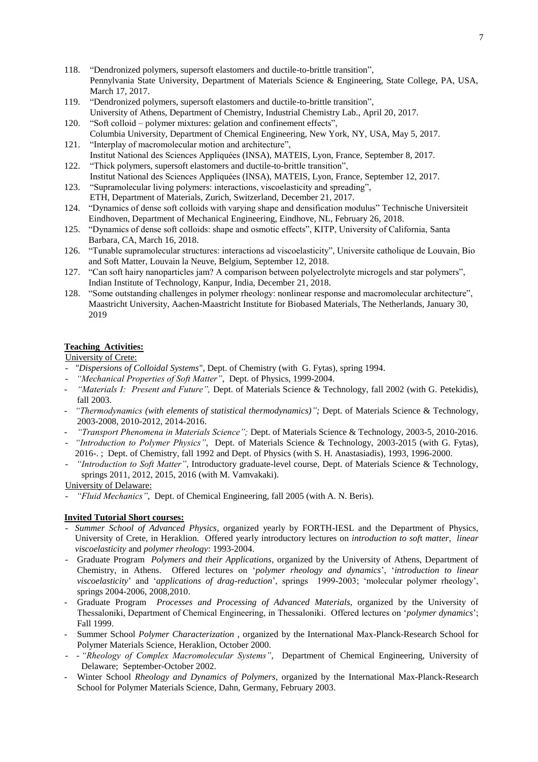118. "Dendronized polymers, supersoft elastomers and ductile-to-brittle transition", Pennylvania State University, Department of Materials Science & Engineering, State College, PA, USA, March 17, 2017.
119. "Dendronized polymers, supersoft elastomers and ductile-to-brittle transition", University of Athens, Department of Chemistry, Industrial Chemistry Lab., April 20, 2017.
120. "Soft colloid – polymer mixtures: gelation and confinement effects", Columbia University, Department of Chemical Engineering, New York, NY, USA, May 5, 2017.
121. "Interplay of macromolecular motion and architecture", Institut National des Sciences Appliquées (INSA), MATEIS, Lyon, France, September 8, 2017.
122. "Thick polymers, supersoft elastomers and ductile-to-brittle transition", Institut National des Sciences Appliquées (INSA), MATEIS, Lyon, France, September 12, 2017.
123. "Supramolecular living polymers: interactions, viscoelasticity and spreading", ETH, Department of Materials, Zurich, Switzerland, December 21, 2017.
124. "Dynamics of dense soft colloids with varying shape and densification modulus" Technische Universiteit Eindhoven, Department of Mechanical Engineering, Eindhove, NL, February 26, 2018.
125. "Dynamics of dense soft colloids: shape and osmotic effects", KITP, University of California, Santa Barbara, CA, March 16, 2018.
126. "Tunable supramolecular structures: interactions ad viscoelasticity", Universite catholique de Louvain, Bio and Soft Matter, Louvain la Neuve, Belgium, September 12, 2018.
127. "Can soft hairy nanoparticles jam? A comparison between polyelectrolyte microgels and star polymers", Indian Institute of Technology, Kanpur, India, December 21, 2018.
128. "Some outstanding challenges in polymer rheology: nonlinear response and macromolecular architecture", Maastricht University, Aachen-Maastricht Institute for Biobased Materials, The Netherlands, January 30, 2019

**Teaching Activities:**

University of Crete:

- *"Dispersions of Colloidal Systems"*, Dept. of Chemistry (with G. Fytas), spring 1994.
- *"Mechanical Properties of Soft Matter"*, Dept. of Physics, 1999-2004.
- *"Materials I: Present and Future"*, Dept. of Materials Science & Technology, fall 2002 (with G. Petekidis), fall 2003.
- *"Thermodynamics (with elements of statistical thermodynamics)"*; Dept. of Materials Science & Technology, 2003-2008, 2010-2012, 2014-2016.
- *"Transport Phenomena in Materials Science"*; Dept. of Materials Science & Technology, 2003-5, 2010-2016.
- *"Introduction to Polymer Physics"*, Dept. of Materials Science & Technology, 2003-2015 (with G. Fytas), 2016-. ; Dept. of Chemistry, fall 1992 and Dept. of Physics (with S. H. Anastasiadis), 1993, 1996-2000.
- *"Introduction to Soft Matter"*, Introductory graduate-level course, Dept. of Materials Science & Technology, springs 2011, 2012, 2015, 2016 (with M. Vamvakaki).

University of Delaware:

- *"Fluid Mechanics"*, Dept. of Chemical Engineering, fall 2005 (with A. N. Beris).

**Invited Tutorial Short courses:**

- *Summer School of Advanced Physics*, organized yearly by FORTH-IESL and the Department of Physics, University of Crete, in Heraklion. Offered yearly introductory lectures on *introduction to soft matter*, *linear viscoelasticity* and *polymer rheology*: 1993-2004.
- Graduate Program *Polymers and their Applications*, organized by the University of Athens, Department of Chemistry, in Athens. Offered lectures on '*polymer rheology and dynamics*', '*introduction to linear viscoelasticity*' and '*applications of drag-reduction*', springs 1999-2003; 'molecular polymer rheology', springs 2004-2006, 2008,2010.
- Graduate Program *Processes and Processing of Advanced Materials*, organized by the University of Thessaloniki, Department of Chemical Engineering, in Thessaloniki. Offered lectures on '*polymer dynamics*'; Fall 1999.
- Summer School *Polymer Characterization* , organized by the International Max-Planck-Research School for Polymer Materials Science, Heraklion, October 2000.
- - *"Rheology of Complex Macromolecular Systems"*, Department of Chemical Engineering, University of Delaware; September-October 2002.
- Winter School *Rheology and Dynamics of Polymers*, organized by the International Max-Planck-Research School for Polymer Materials Science, Dahn, Germany, February 2003.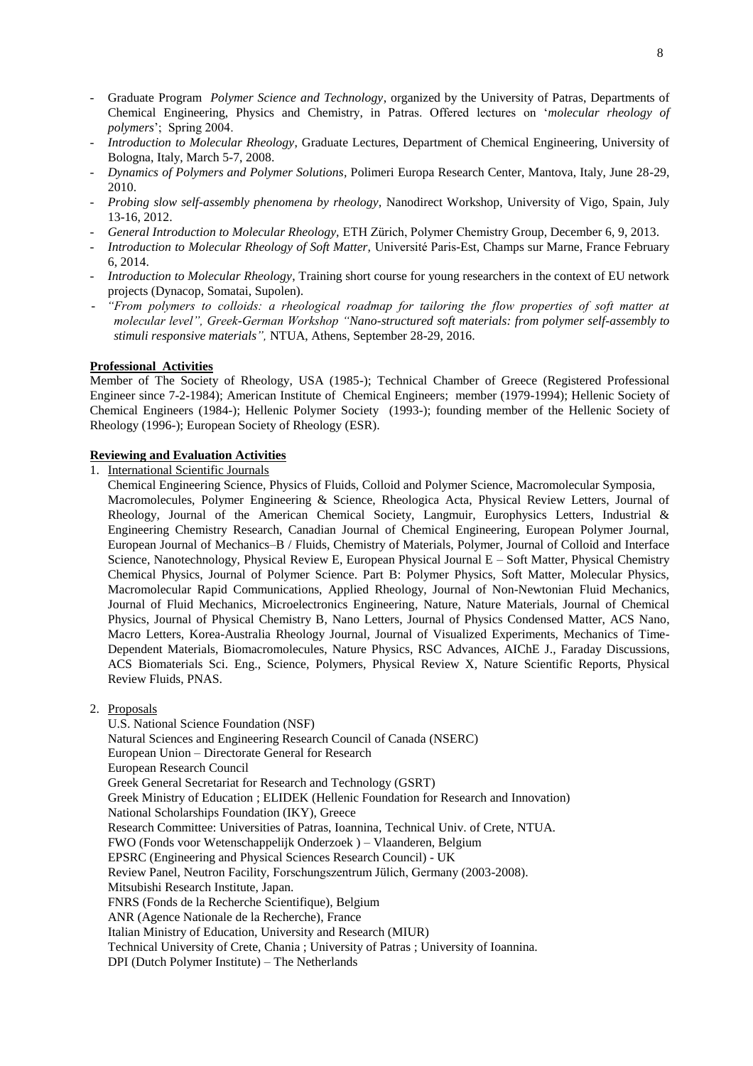- Graduate Program *Polymer Science and Technology*, organized by the University of Patras, Departments of Chemical Engineering, Physics and Chemistry, in Patras. Offered lectures on '*molecular rheology of polymers*'; Spring 2004.
- *Introduction to Molecular Rheology*, Graduate Lectures, Department of Chemical Engineering, University of Bologna, Italy, March 5-7, 2008.
- *Dynamics of Polymers and Polymer Solutions*, Polimeri Europa Research Center, Mantova, Italy, June 28-29, 2010.
- *Probing slow self-assembly phenomena by rheology,* Nanodirect Workshop, University of Vigo, Spain, July 13-16, 2012.
- *General Introduction to Molecular Rheology,* ETH Zürich, Polymer Chemistry Group, December 6, 9, 2013.
- *Introduction to Molecular Rheology of Soft Matter,* Université Paris-Est, Champs sur Marne, France February 6, 2014.
- *Introduction to Molecular Rheology*, Training short course for young researchers in the context of EU network projects (Dynacop, Somatai, Supolen).
- *"From polymers to colloids: a rheological roadmap for tailoring the flow properties of soft matter at molecular level", Greek-German Workshop "Nano-structured soft materials: from polymer self-assembly to stimuli responsive materials",* NTUA, Athens, September 28-29, 2016.

**Professional Activities**

Member of The Society of Rheology, USA (1985-); Technical Chamber of Greece (Registered Professional Engineer since 7-2-1984); American Institute of Chemical Engineers; member (1979-1994); Hellenic Society of Chemical Engineers (1984-); Hellenic Polymer Society (1993-); founding member of the Hellenic Society of Rheology (1996-); European Society of Rheology (ESR).

**Reviewing and Evaluation Activities**

1. International Scientific Journals

   Chemical Engineering Science, Physics of Fluids, Colloid and Polymer Science, Macromolecular Symposia, Macromolecules, Polymer Engineering & Science, Rheologica Acta, Physical Review Letters, Journal of Rheology, Journal of the American Chemical Society, Langmuir, Europhysics Letters, Industrial & Engineering Chemistry Research, Canadian Journal of Chemical Engineering, European Polymer Journal, European Journal of Mechanics–B / Fluids, Chemistry of Materials, Polymer, Journal of Colloid and Interface Science, Nanotechnology, Physical Review E, European Physical Journal E – Soft Matter, Physical Chemistry Chemical Physics, Journal of Polymer Science. Part B: Polymer Physics, Soft Matter, Molecular Physics, Macromolecular Rapid Communications, Applied Rheology, Journal of Non-Newtonian Fluid Mechanics, Journal of Fluid Mechanics, Microelectronics Engineering, Nature, Nature Materials, Journal of Chemical Physics, Journal of Physical Chemistry B, Nano Letters, Journal of Physics Condensed Matter, ACS Nano, Macro Letters, Korea-Australia Rheology Journal, Journal of Visualized Experiments, Mechanics of Time-Dependent Materials, Biomacromolecules, Nature Physics, RSC Advances, AIChE J., Faraday Discussions, ACS Biomaterials Sci. Eng., Science, Polymers, Physical Review X, Nature Scientific Reports, Physical Review Fluids, PNAS.

2. Proposals

   U.S. National Science Foundation (NSF)
   Natural Sciences and Engineering Research Council of Canada (NSERC)
   European Union – Directorate General for Research
   European Research Council
   Greek General Secretariat for Research and Technology (GSRT)
   Greek Ministry of Education ; ELIDEK (Hellenic Foundation for Research and Innovation)
   National Scholarships Foundation (IKY), Greece
   Research Committee: Universities of Patras, Ioannina, Technical Univ. of Crete, NTUA.
   FWO (Fonds voor Wetenschappelijk Onderzoek ) – Vlaanderen, Belgium
   EPSRC (Engineering and Physical Sciences Research Council) - UK
   Review Panel, Neutron Facility, Forschungszentrum Jülich, Germany (2003-2008).
   Mitsubishi Research Institute, Japan.
   FNRS (Fonds de la Recherche Scientifique), Belgium
   ANR (Agence Nationale de la Recherche), France
   Italian Ministry of Education, University and Research (MIUR)
   Technical University of Crete, Chania ; University of Patras ; University of Ioannina.
   DPI (Dutch Polymer Institute) – The Netherlands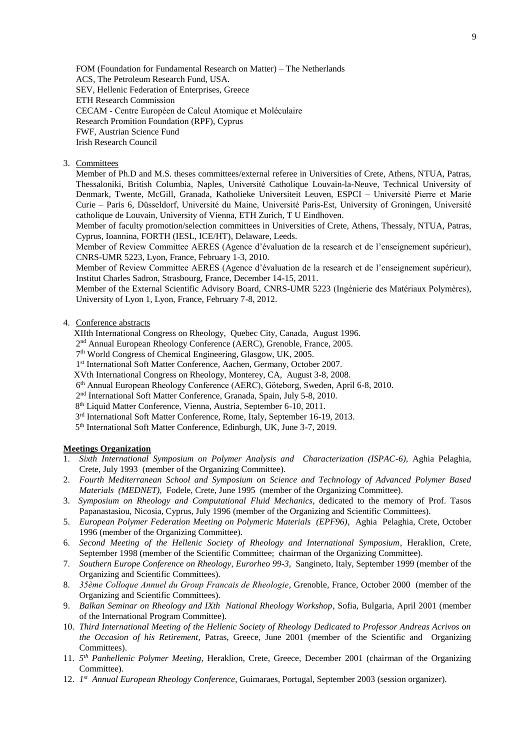FOM (Foundation for Fundamental Research on Matter) – The Netherlands
ACS, The Petroleum Research Fund, USA.
SEV, Hellenic Federation of Enterprises, Greece
ETH Research Commission
CECAM - Centre Européen de Calcul Atomique et Moléculaire
Research Promition Foundation (RPF), Cyprus
FWF, Austrian Science Fund
Irish Research Council

3. Committees

Member of Ph.D and M.S. theses committees/external referee in Universities of Crete, Athens, NTUA, Patras, Thessaloniki, British Columbia, Naples, Université Catholique Louvain-la-Neuve, Technical University of Denmark, Twente, McGill, Granada, Katholieke Universiteit Leuven, ESPCI – Université Pierre et Marie Curie – Paris 6, Düsseldorf, Université du Maine, Université Paris-Est, University of Groningen, Université catholique de Louvain, University of Vienna, ETH Zurich, T U Eindhoven.

Member of faculty promotion/selection committees in Universities of Crete, Athens, Thessaly, NTUA, Patras, Cyprus, Ioannina, FORTH (IESL, ICE/HT), Delaware, Leeds.

Member of Review Committee AERES (Agence d'évaluation de la research et de l'enseignement supérieur), CNRS-UMR 5223, Lyon, France, February 1-3, 2010.

Member of Review Committee AERES (Agence d'évaluation de la research et de l'enseignement supérieur), Institut Charles Sadron, Strasbourg, France, December 14-15, 2011.

Member of the External Scientific Advisory Board, CNRS-UMR 5223 (Ingénierie des Matériaux Polymères), University of Lyon 1, Lyon, France, February 7-8, 2012.

4. Conference abstracts

XIIth International Congress on Rheology, Quebec City, Canada, August 1996.
2nd Annual European Rheology Conference (AERC), Grenoble, France, 2005.
7th World Congress of Chemical Engineering, Glasgow, UK, 2005.
1st International Soft Matter Conference, Aachen, Germany, October 2007.
XVth International Congress on Rheology, Monterey, CA, August 3-8, 2008.
6th Annual European Rheology Conference (AERC), Göteborg, Sweden, April 6-8, 2010.
2nd International Soft Matter Conference, Granada, Spain, July 5-8, 2010.
8th Liquid Matter Conference, Vienna, Austria, September 6-10, 2011.
3rd International Soft Matter Conference, Rome, Italy, September 16-19, 2013.
5th International Soft Matter Conference, Edinburgh, UK, June 3-7, 2019.

**Meetings Organization**

1. *Sixth International Symposium on Polymer Analysis and Characterization (ISPAC-6)*, Aghia Pelaghia, Crete, July 1993 (member of the Organizing Committee).
2. *Fourth Mediterranean School and Symposium on Science and Technology of Advanced Polymer Based Materials (MEDNET)*, Fodele, Crete, June 1995 (member of the Organizing Committee).
3. *Symposium on Rheology and Computational Fluid Mechanics*, dedicated to the memory of Prof. Tasos Papanastasiou, Nicosia, Cyprus, July 1996 (member of the Organizing and Scientific Committees).
5. *European Polymer Federation Meeting on Polymeric Materials (EPF96)*, Aghia Pelaghia, Crete, October 1996 (member of the Organizing Committee).
6. *Second Meeting of the Hellenic Society of Rheology and International Symposium*, Heraklion, Crete, September 1998 (member of the Scientific Committee; chairman of the Organizing Committee).
7. *Southern Europe Conference on Rheology, Eurorheo 99-3*, Sangineto, Italy, September 1999 (member of the Organizing and Scientific Committees).
8. *35ème Colloque Annuel du Group Francais de Rheologie*, Grenoble, France, October 2000 (member of the Organizing and Scientific Committees).
9. *Balkan Seminar on Rheology and IXth National Rheology Workshop*, Sofia, Bulgaria, April 2001 (member of the International Program Committee).
10. *Third International Meeting of the Hellenic Society of Rheology Dedicated to Professor Andreas Acrivos on the Occasion of his Retirement*, Patras, Greece, June 2001 (member of the Scientific and Organizing Committees).
11. *5th Panhellenic Polymer Meeting*, Heraklion, Crete, Greece, December 2001 (chairman of the Organizing Committee).
12. *1st Annual European Rheology Conference*, Guimaraes, Portugal, September 2003 (session organizer).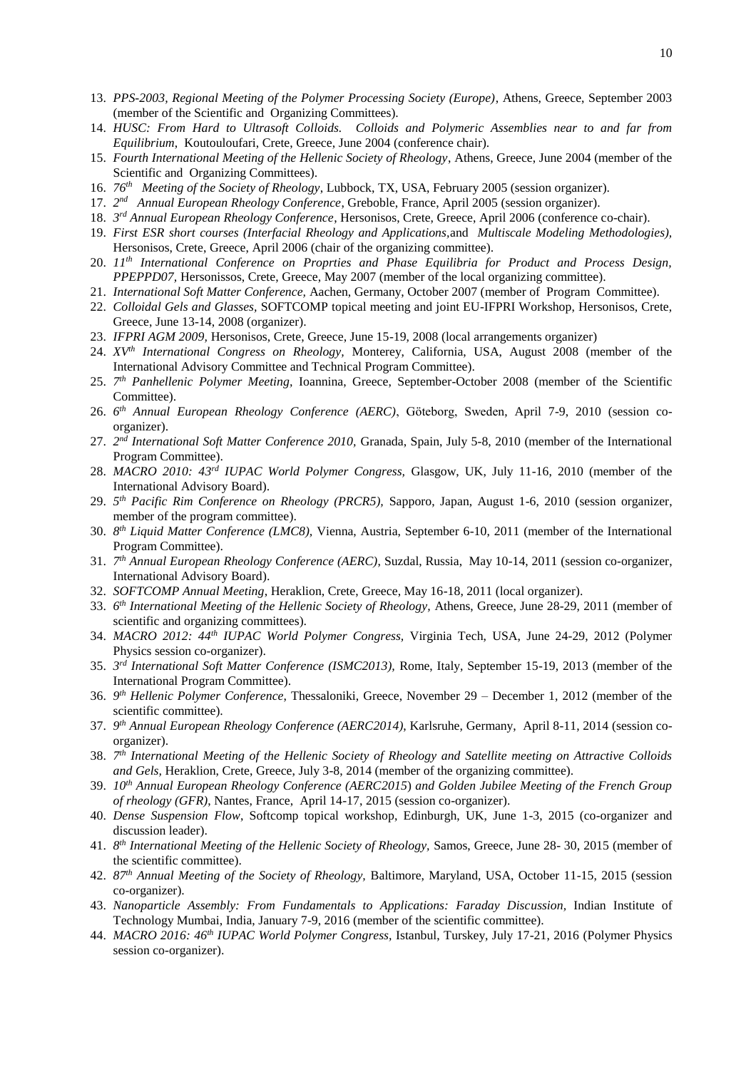13. *PPS-2003, Regional Meeting of the Polymer Processing Society (Europe)*, Athens, Greece, September 2003 (member of the Scientific and Organizing Committees).
14. *HUSC: From Hard to Ultrasoft Colloids. Colloids and Polymeric Assemblies near to and far from Equilibrium*, Koutouloufari, Crete, Greece, June 2004 (conference chair).
15. *Fourth International Meeting of the Hellenic Society of Rheology*, Athens, Greece, June 2004 (member of the Scientific and Organizing Committees).
16. *76th Meeting of the Society of Rheology*, Lubbock, TX, USA, February 2005 (session organizer).
17. *2nd Annual European Rheology Conference*, Greboble, France, April 2005 (session organizer).
18. *3rd Annual European Rheology Conference*, Hersonisos, Crete, Greece, April 2006 (conference co-chair).
19. *First ESR short courses (Interfacial Rheology and Applications,*and *Multiscale Modeling Methodologies)*, Hersonisos, Crete, Greece, April 2006 (chair of the organizing committee).
20. *11th International Conference on Proprties and Phase Equilibria for Product and Process Design, PPEPPD07,* Hersonissos, Crete, Greece, May 2007 (member of the local organizing committee).
21. *International Soft Matter Conference,* Aachen, Germany, October 2007 (member of Program Committee).
22. *Colloidal Gels and Glasses,* SOFTCOMP topical meeting and joint EU-IFPRI Workshop, Hersonisos, Crete, Greece, June 13-14, 2008 (organizer).
23. *IFPRI AGM 2009,* Hersonisos, Crete, Greece, June 15-19, 2008 (local arrangements organizer)
24. *XVth International Congress on Rheology,* Monterey, California, USA, August 2008 (member of the International Advisory Committee and Technical Program Committee).
25. *7th Panhellenic Polymer Meeting,* Ioannina, Greece, September-October 2008 (member of the Scientific Committee).
26. *6th Annual European Rheology Conference (AERC)*, Göteborg, Sweden, April 7-9, 2010 (session co-organizer).
27. *2nd International Soft Matter Conference 2010,* Granada, Spain, July 5-8, 2010 (member of the International Program Committee).
28. *MACRO 2010: 43rd IUPAC World Polymer Congress,* Glasgow, UK, July 11-16, 2010 (member of the International Advisory Board).
29. *5th Pacific Rim Conference on Rheology (PRCR5),* Sapporo, Japan, August 1-6, 2010 (session organizer, member of the program committee).
30. *8th Liquid Matter Conference (LMC8),* Vienna, Austria, September 6-10, 2011 (member of the International Program Committee).
31. *7th Annual European Rheology Conference (AERC),* Suzdal, Russia, May 10-14, 2011 (session co-organizer, International Advisory Board).
32. *SOFTCOMP Annual Meeting,* Heraklion, Crete, Greece, May 16-18, 2011 (local organizer).
33. *6th International Meeting of the Hellenic Society of Rheology,* Athens, Greece, June 28-29, 2011 (member of scientific and organizing committees).
34. *MACRO 2012: 44th IUPAC World Polymer Congress,* Virginia Tech, USA, June 24-29, 2012 (Polymer Physics session co-organizer).
35. *3rd International Soft Matter Conference (ISMC2013),* Rome, Italy, September 15-19, 2013 (member of the International Program Committee).
36. *9th Hellenic Polymer Conference,* Thessaloniki, Greece, November 29 – December 1, 2012 (member of the scientific committee).
37. *9th Annual European Rheology Conference (AERC2014)*, Karlsruhe, Germany, April 8-11, 2014 (session co-organizer).
38. *7th International Meeting of the Hellenic Society of Rheology and Satellite meeting on Attractive Colloids and Gels,* Heraklion, Crete, Greece, July 3-8, 2014 (member of the organizing committee).
39. *10th Annual European Rheology Conference (AERC2015*) *and Golden Jubilee Meeting of the French Group of rheology (GFR),* Nantes, France, April 14-17, 2015 (session co-organizer).
40. *Dense Suspension Flow*, Softcomp topical workshop, Edinburgh, UK, June 1-3, 2015 (co-organizer and discussion leader).
41. *8th International Meeting of the Hellenic Society of Rheology,* Samos, Greece, June 28- 30, 2015 (member of the scientific committee).
42. *87th Annual Meeting of the Society of Rheology,* Baltimore, Maryland, USA, October 11-15, 2015 (session co-organizer).
43. *Nanoparticle Assembly: From Fundamentals to Applications: Faraday Discussion,* Indian Institute of Technology Mumbai, India, January 7-9, 2016 (member of the scientific committee).
44. *MACRO 2016: 46th IUPAC World Polymer Congress,* Istanbul, Turskey, July 17-21, 2016 (Polymer Physics session co-organizer).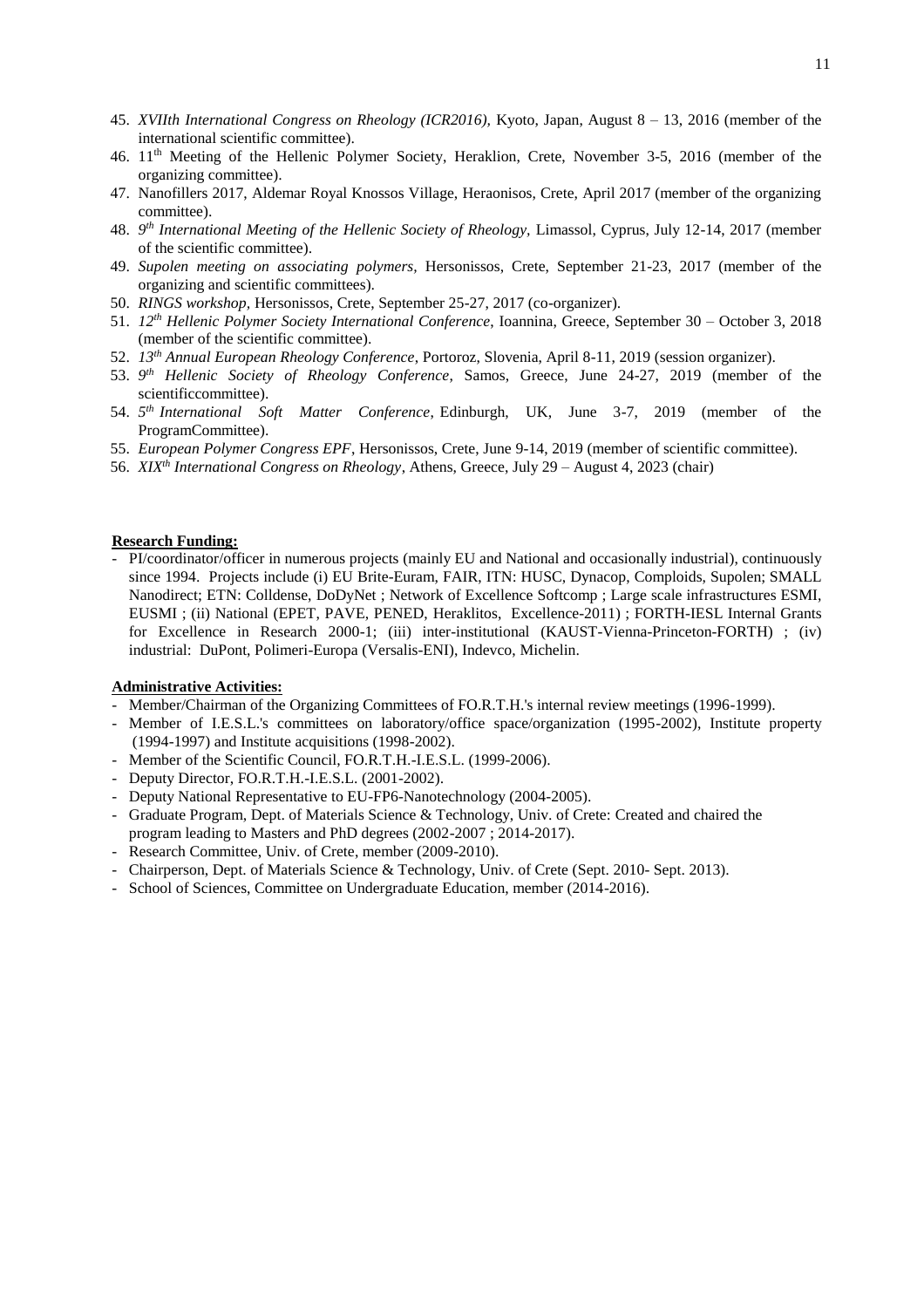45. *XVIIth International Congress on Rheology (ICR2016),* Kyoto, Japan, August 8 – 13, 2016 (member of the international scientific committee).
46. 11th Meeting of the Hellenic Polymer Society, Heraklion, Crete, November 3-5, 2016 (member of the organizing committee).
47. Nanofillers 2017, Aldemar Royal Knossos Village, Heraonisos, Crete, April 2017 (member of the organizing committee).
48. *9th International Meeting of the Hellenic Society of Rheology,* Limassol, Cyprus, July 12-14, 2017 (member of the scientific committee).
49. *Supolen meeting on associating polymers,* Hersonissos, Crete, September 21-23, 2017 (member of the organizing and scientific committees).
50. *RINGS workshop*, Hersonissos, Crete, September 25-27, 2017 (co-organizer).
51. *12th Hellenic Polymer Society International Conference*, Ioannina, Greece, September 30 – October 3, 2018 (member of the scientific committee).
52. *13th Annual European Rheology Conference*, Portoroz, Slovenia, April 8-11, 2019 (session organizer).
53. *9th Hellenic Society of Rheology Conference*, Samos, Greece, June 24-27, 2019 (member of the scientificcommittee).
54. *5th International Soft Matter Conference*, Edinburgh, UK, June 3-7, 2019 (member of the ProgramCommittee).
55. *European Polymer Congress EPF*, Hersonissos, Crete, June 9-14, 2019 (member of scientific committee).
56. *XIXth International Congress on Rheology*, Athens, Greece, July 29 – August 4, 2023 (chair)

**Research Funding:**

- PI/coordinator/officer in numerous projects (mainly EU and National and occasionally industrial), continuously since 1994. Projects include (i) EU Brite-Euram, FAIR, ITN: HUSC, Dynacop, Comploids, Supolen; SMALL Nanodirect; ETN: Colldense, DoDyNet ; Network of Excellence Softcomp ; Large scale infrastructures ESMI, EUSMI ; (ii) National (EPET, PAVE, PENED, Heraklitos, Excellence-2011) ; FORTH-IESL Internal Grants for Excellence in Research 2000-1; (iii) inter-institutional (KAUST-Vienna-Princeton-FORTH) ; (iv) industrial: DuPont, Polimeri-Europa (Versalis-ENI), Indevco, Michelin.

**Administrative Activities:**

- Member/Chairman of the Organizing Committees of FO.R.T.H.'s internal review meetings (1996-1999).
- Member of I.E.S.L.'s committees on laboratory/office space/organization (1995-2002), Institute property (1994-1997) and Institute acquisitions (1998-2002).
- Member of the Scientific Council, FO.R.T.H.-I.E.S.L. (1999-2006).
- Deputy Director, FO.R.T.H.-I.E.S.L. (2001-2002).
- Deputy National Representative to EU-FP6-Nanotechnology (2004-2005).
- Graduate Program, Dept. of Materials Science & Technology, Univ. of Crete: Created and chaired the program leading to Masters and PhD degrees (2002-2007 ; 2014-2017).
- Research Committee, Univ. of Crete, member (2009-2010).
- Chairperson, Dept. of Materials Science & Technology, Univ. of Crete (Sept. 2010- Sept. 2013).
- School of Sciences, Committee on Undergraduate Education, member (2014-2016).